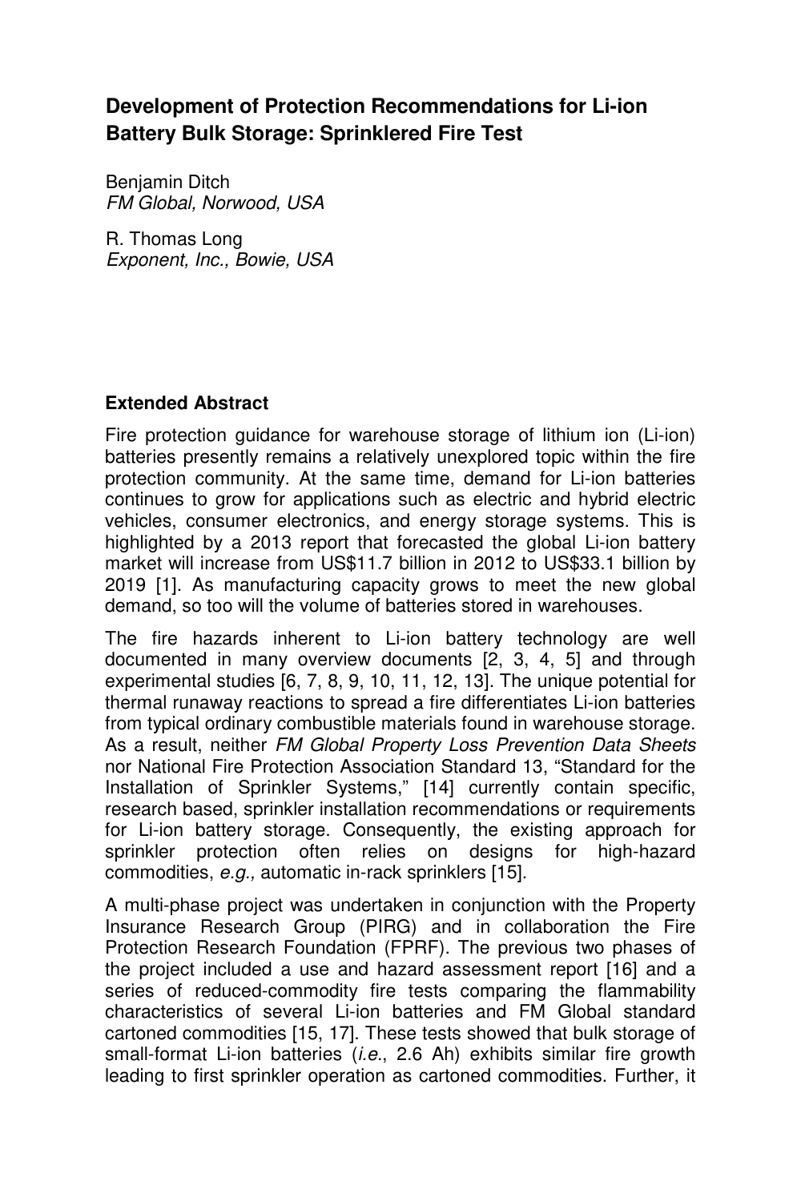# Development of Protection Recommendations for Li-ion Battery Bulk Storage: Sprinklered Fire Test

Benjamin Ditch
*FM Global, Norwood, USA*

R. Thomas Long
*Exponent, Inc., Bowie, USA*

## Extended Abstract

Fire protection guidance for warehouse storage of lithium ion (Li-ion) batteries presently remains a relatively unexplored topic within the fire protection community. At the same time, demand for Li-ion batteries continues to grow for applications such as electric and hybrid electric vehicles, consumer electronics, and energy storage systems. This is highlighted by a 2013 report that forecasted the global Li-ion battery market will increase from US$11.7 billion in 2012 to US$33.1 billion by 2019 [1]. As manufacturing capacity grows to meet the new global demand, so too will the volume of batteries stored in warehouses.

The fire hazards inherent to Li-ion battery technology are well documented in many overview documents [2, 3, 4, 5] and through experimental studies [6, 7, 8, 9, 10, 11, 12, 13]. The unique potential for thermal runaway reactions to spread a fire differentiates Li-ion batteries from typical ordinary combustible materials found in warehouse storage. As a result, neither *FM Global Property Loss Prevention Data Sheets* nor National Fire Protection Association Standard 13, "Standard for the Installation of Sprinkler Systems," [14] currently contain specific, research based, sprinkler installation recommendations or requirements for Li-ion battery storage. Consequently, the existing approach for sprinkler protection often relies on designs for high-hazard commodities, *e.g.,* automatic in-rack sprinklers [15].

A multi-phase project was undertaken in conjunction with the Property Insurance Research Group (PIRG) and in collaboration the Fire Protection Research Foundation (FPRF). The previous two phases of the project included a use and hazard assessment report [16] and a series of reduced-commodity fire tests comparing the flammability characteristics of several Li-ion batteries and FM Global standard cartoned commodities [15, 17]. These tests showed that bulk storage of small-format Li-ion batteries (*i.e.*, 2.6 Ah) exhibits similar fire growth leading to first sprinkler operation as cartoned commodities. Further, it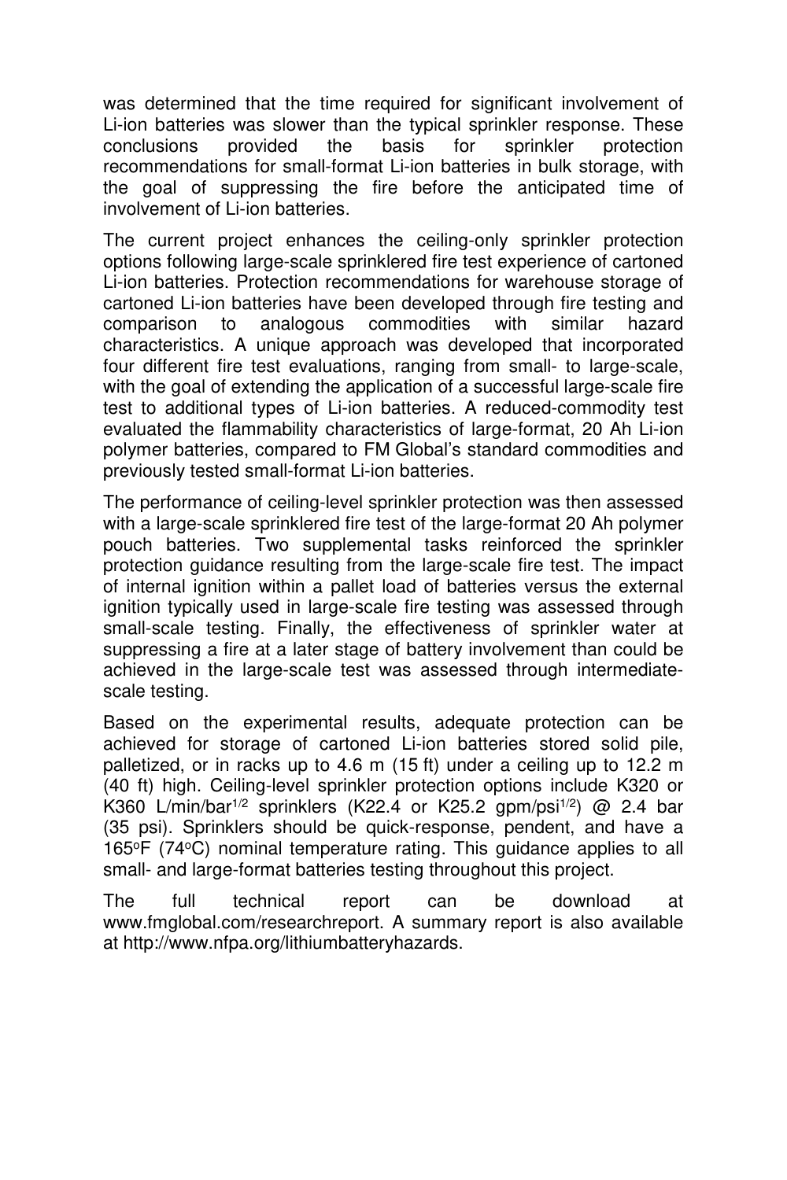was determined that the time required for significant involvement of Li-ion batteries was slower than the typical sprinkler response. These conclusions provided the basis for sprinkler protection recommendations for small-format Li-ion batteries in bulk storage, with the goal of suppressing the fire before the anticipated time of involvement of Li-ion batteries.

The current project enhances the ceiling-only sprinkler protection options following large-scale sprinklered fire test experience of cartoned Li-ion batteries. Protection recommendations for warehouse storage of cartoned Li-ion batteries have been developed through fire testing and comparison to analogous commodities with similar hazard characteristics. A unique approach was developed that incorporated four different fire test evaluations, ranging from small- to large-scale, with the goal of extending the application of a successful large-scale fire test to additional types of Li-ion batteries. A reduced-commodity test evaluated the flammability characteristics of large-format, 20 Ah Li-ion polymer batteries, compared to FM Global's standard commodities and previously tested small-format Li-ion batteries.

The performance of ceiling-level sprinkler protection was then assessed with a large-scale sprinklered fire test of the large-format 20 Ah polymer pouch batteries. Two supplemental tasks reinforced the sprinkler protection guidance resulting from the large-scale fire test. The impact of internal ignition within a pallet load of batteries versus the external ignition typically used in large-scale fire testing was assessed through small-scale testing. Finally, the effectiveness of sprinkler water at suppressing a fire at a later stage of battery involvement than could be achieved in the large-scale test was assessed through intermediate-scale testing.

Based on the experimental results, adequate protection can be achieved for storage of cartoned Li-ion batteries stored solid pile, palletized, or in racks up to 4.6 m (15 ft) under a ceiling up to 12.2 m (40 ft) high. Ceiling-level sprinkler protection options include K320 or K360 L/min/bar$^{1/2}$ sprinklers (K22.4 or K25.2 gpm/psi$^{1/2}$) @ 2.4 bar (35 psi). Sprinklers should be quick-response, pendent, and have a 165$^{o}$F (74$^{o}$C) nominal temperature rating. This guidance applies to all small- and large-format batteries testing throughout this project.

The full technical report can be download at www.fmglobal.com/researchreport. A summary report is also available at http://www.nfpa.org/lithiumbatteryhazards.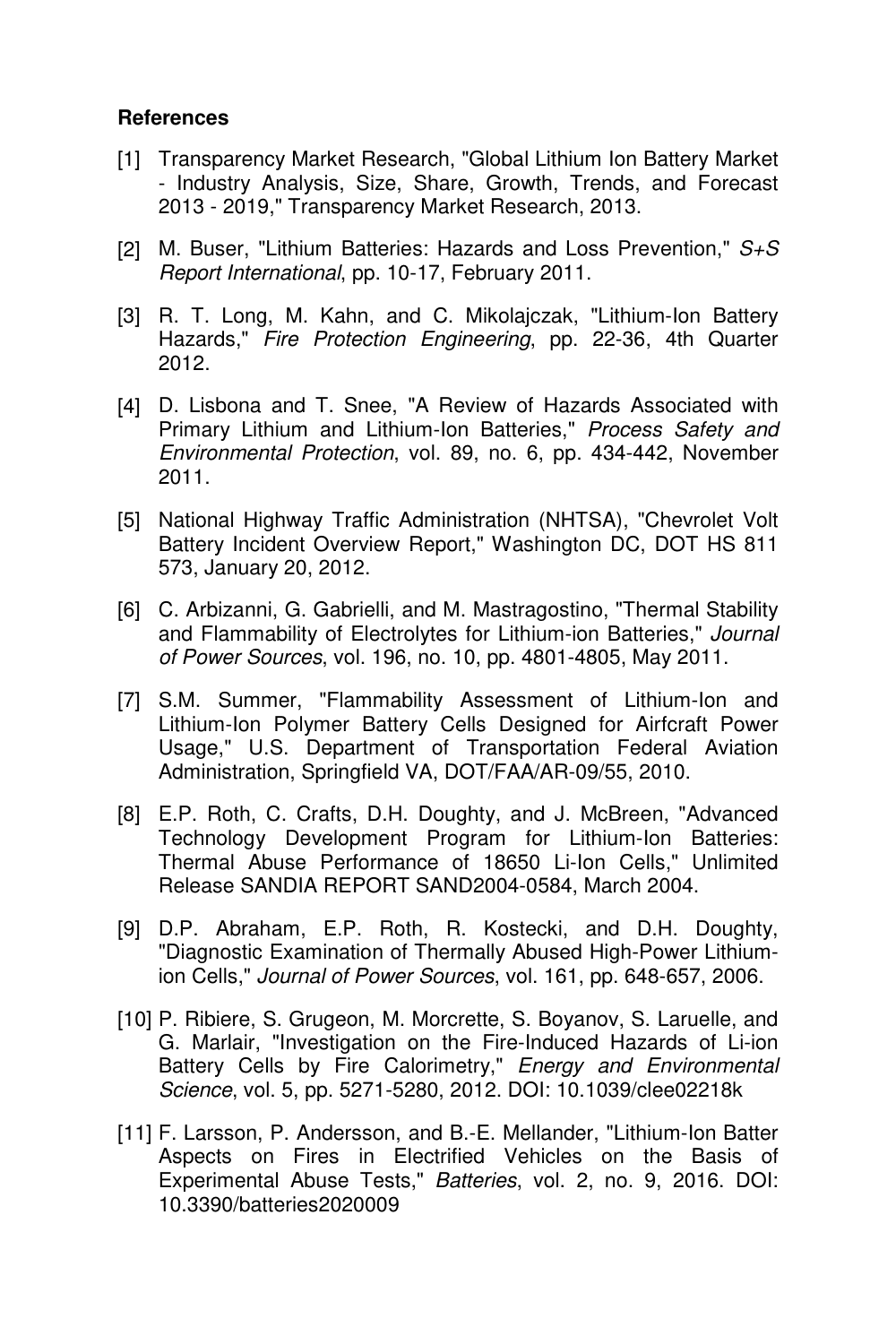**References**

[1] Transparency Market Research, "Global Lithium Ion Battery Market - Industry Analysis, Size, Share, Growth, Trends, and Forecast 2013 - 2019," Transparency Market Research, 2013.

[2] M. Buser, "Lithium Batteries: Hazards and Loss Prevention," *S+S Report International*, pp. 10-17, February 2011.

[3] R. T. Long, M. Kahn, and C. Mikolajczak, "Lithium-Ion Battery Hazards," *Fire Protection Engineering*, pp. 22-36, 4th Quarter 2012.

[4] D. Lisbona and T. Snee, "A Review of Hazards Associated with Primary Lithium and Lithium-Ion Batteries," *Process Safety and Environmental Protection*, vol. 89, no. 6, pp. 434-442, November 2011.

[5] National Highway Traffic Administration (NHTSA), "Chevrolet Volt Battery Incident Overview Report," Washington DC, DOT HS 811 573, January 20, 2012.

[6] C. Arbizanni, G. Gabrielli, and M. Mastragostino, "Thermal Stability and Flammability of Electrolytes for Lithium-ion Batteries," *Journal of Power Sources*, vol. 196, no. 10, pp. 4801-4805, May 2011.

[7] S.M. Summer, "Flammability Assessment of Lithium-Ion and Lithium-Ion Polymer Battery Cells Designed for Airfcraft Power Usage," U.S. Department of Transportation Federal Aviation Administration, Springfield VA, DOT/FAA/AR-09/55, 2010.

[8] E.P. Roth, C. Crafts, D.H. Doughty, and J. McBreen, "Advanced Technology Development Program for Lithium-Ion Batteries: Thermal Abuse Performance of 18650 Li-Ion Cells," Unlimited Release SANDIA REPORT SAND2004-0584, March 2004.

[9] D.P. Abraham, E.P. Roth, R. Kostecki, and D.H. Doughty, "Diagnostic Examination of Thermally Abused High-Power Lithium-ion Cells," *Journal of Power Sources*, vol. 161, pp. 648-657, 2006.

[10] P. Ribiere, S. Grugeon, M. Morcrette, S. Boyanov, S. Laruelle, and G. Marlair, "Investigation on the Fire-Induced Hazards of Li-ion Battery Cells by Fire Calorimetry," *Energy and Environmental Science*, vol. 5, pp. 5271-5280, 2012. DOI: 10.1039/clee02218k

[11] F. Larsson, P. Andersson, and B.-E. Mellander, "Lithium-Ion Batter Aspects on Fires in Electrified Vehicles on the Basis of Experimental Abuse Tests," *Batteries*, vol. 2, no. 9, 2016. DOI: 10.3390/batteries2020009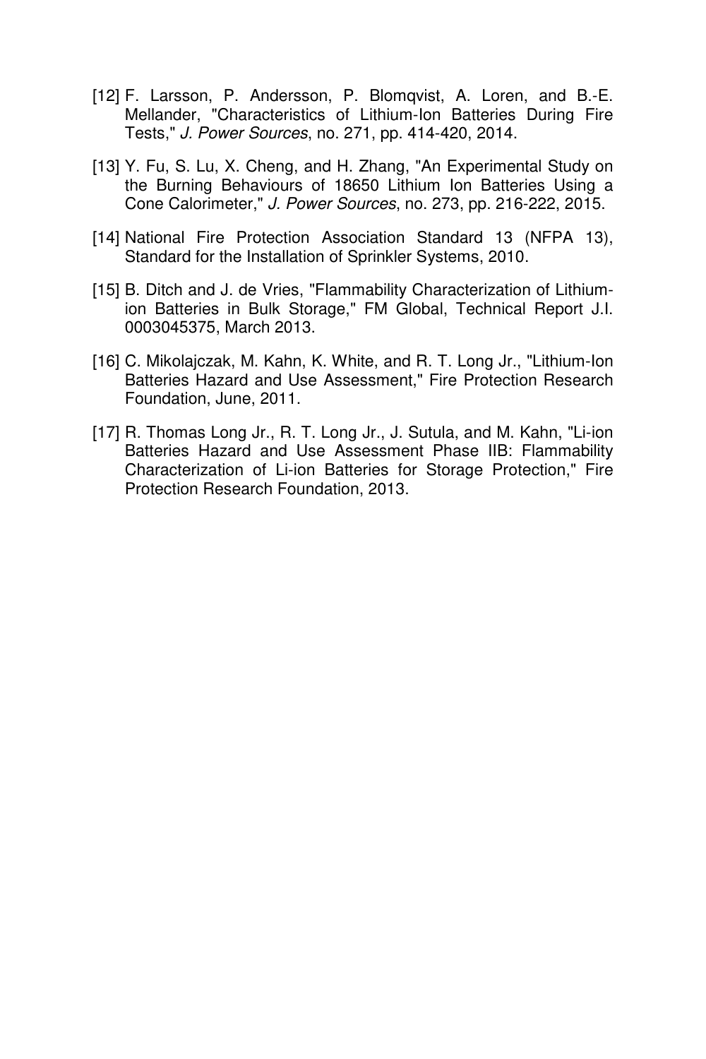[12] F. Larsson, P. Andersson, P. Blomqvist, A. Loren, and B.-E. Mellander, "Characteristics of Lithium-Ion Batteries During Fire Tests," *J. Power Sources*, no. 271, pp. 414-420, 2014.

[13] Y. Fu, S. Lu, X. Cheng, and H. Zhang, "An Experimental Study on the Burning Behaviours of 18650 Lithium Ion Batteries Using a Cone Calorimeter," *J. Power Sources*, no. 273, pp. 216-222, 2015.

[14] National Fire Protection Association Standard 13 (NFPA 13), Standard for the Installation of Sprinkler Systems, 2010.

[15] B. Ditch and J. de Vries, "Flammability Characterization of Lithium-ion Batteries in Bulk Storage," FM Global, Technical Report J.I. 0003045375, March 2013.

[16] C. Mikolajczak, M. Kahn, K. White, and R. T. Long Jr., "Lithium-Ion Batteries Hazard and Use Assessment," Fire Protection Research Foundation, June, 2011.

[17] R. Thomas Long Jr., R. T. Long Jr., J. Sutula, and M. Kahn, "Li-ion Batteries Hazard and Use Assessment Phase IIB: Flammability Characterization of Li-ion Batteries for Storage Protection," Fire Protection Research Foundation, 2013.